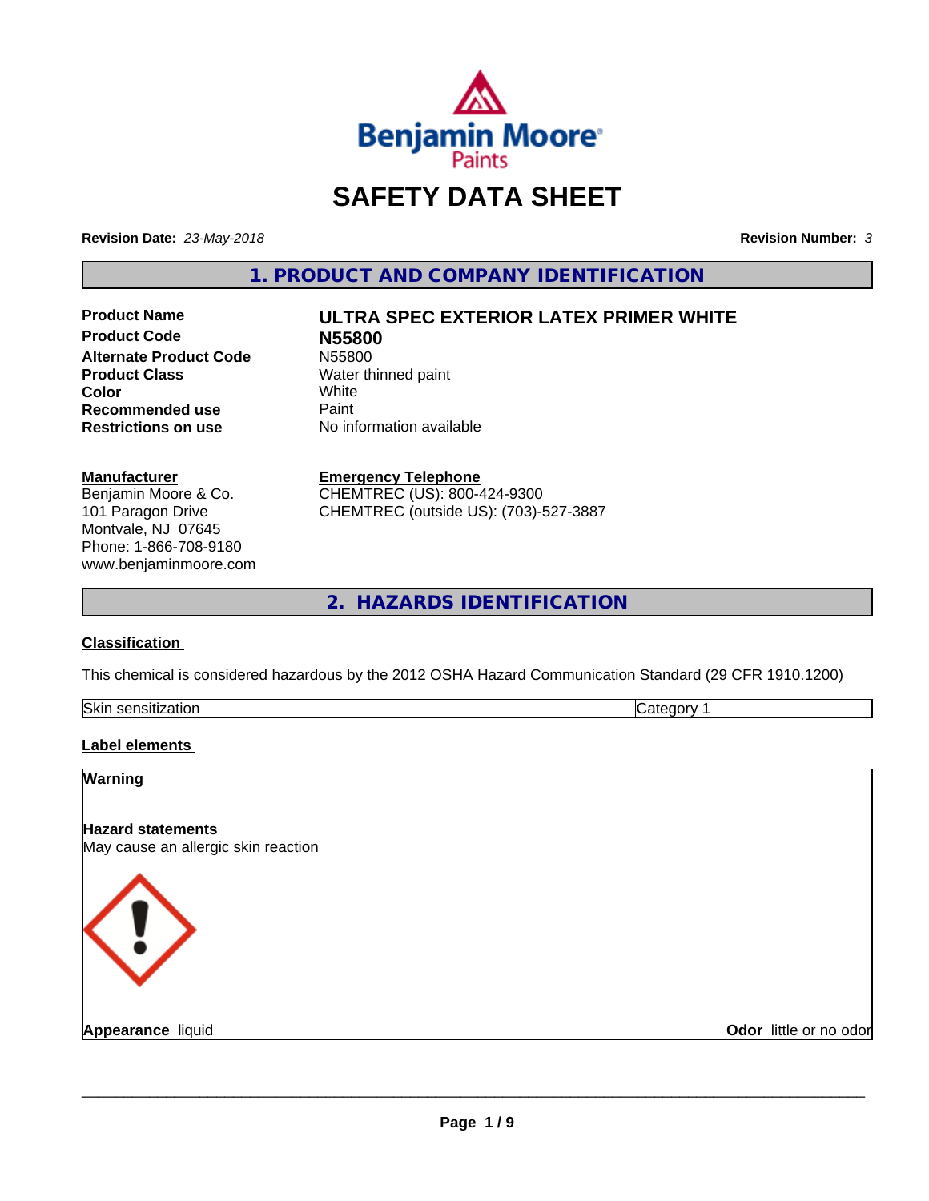Benjamin Moore Paints

# SAFETY DATA SHEET

**Revision Date:** *23-May-2018* **Revision Number:** *3*

## 1. PRODUCT AND COMPANY IDENTIFICATION

| | |
|---|---|
| **Product Name** | **ULTRA SPEC EXTERIOR LATEX PRIMER WHITE** |
| **Product Code** | **N55800** |
| **Alternate Product Code** | N55800 |
| **Product Class** | Water thinned paint |
| **Color** | White |
| **Recommended use** | Paint |
| **Restrictions on use** | No information available |

**Manufacturer**
Benjamin Moore & Co.
101 Paragon Drive
Montvale, NJ 07645
Phone: 1-866-708-9180
www.benjaminmoore.com

**Emergency Telephone**
CHEMTREC (US): 800-424-9300
CHEMTREC (outside US): (703)-527-3887

## 2. HAZARDS IDENTIFICATION

**Classification**

This chemical is considered hazardous by the 2012 OSHA Hazard Communication Standard (29 CFR 1910.1200)

| | |
|---|---|
| Skin sensitization | Category 1 |

**Label elements**

**Warning**

**Hazard statements**
May cause an allergic skin reaction

**Appearance** liquid **Odor** little or no odor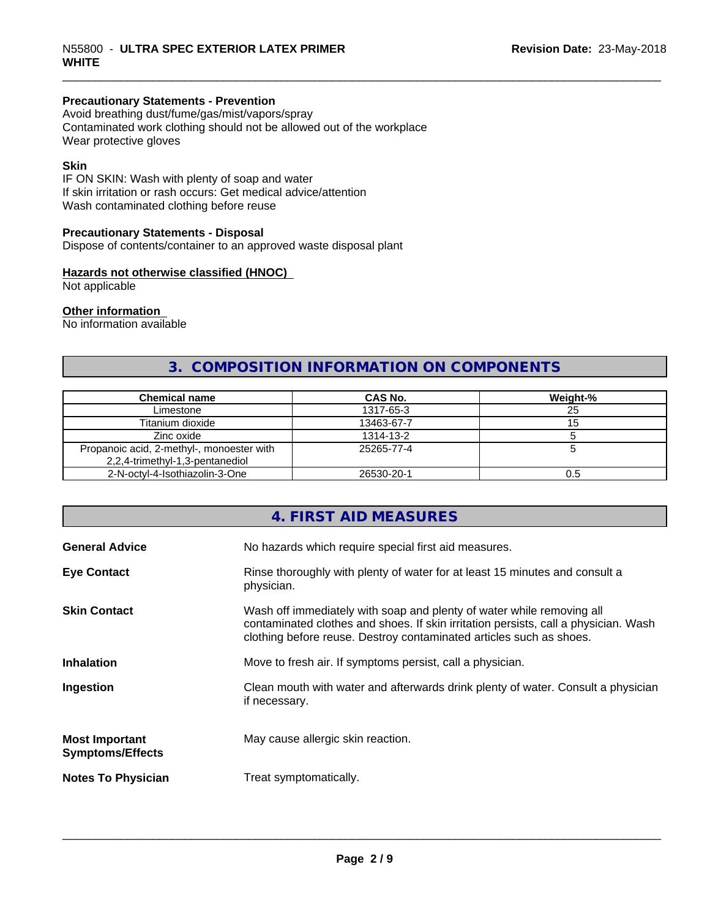#### Precautionary Statements - Prevention

Avoid breathing dust/fume/gas/mist/vapors/spray
Contaminated work clothing should not be allowed out of the workplace
Wear protective gloves

#### Skin

IF ON SKIN: Wash with plenty of soap and water
If skin irritation or rash occurs: Get medical advice/attention
Wash contaminated clothing before reuse

#### Precautionary Statements - Disposal

Dispose of contents/container to an approved waste disposal plant

#### Hazards not otherwise classified (HNOC)

Not applicable

#### Other information

No information available

## 3. COMPOSITION INFORMATION ON COMPONENTS

| Chemical name | CAS No. | Weight-% |
|---|---|---|
| Limestone | 1317-65-3 | 25 |
| Titanium dioxide | 13463-67-7 | 15 |
| Zinc oxide | 1314-13-2 | 5 |
| Propanoic acid, 2-methyl-, monoester with 2,2,4-trimethyl-1,3-pentanediol | 25265-77-4 | 5 |
| 2-N-octyl-4-Isothiazolin-3-One | 26530-20-1 | 0.5 |

## 4. FIRST AID MEASURES

**General Advice**
No hazards which require special first aid measures.

**Eye Contact**
Rinse thoroughly with plenty of water for at least 15 minutes and consult a physician.

**Skin Contact**
Wash off immediately with soap and plenty of water while removing all contaminated clothes and shoes. If skin irritation persists, call a physician. Wash clothing before reuse. Destroy contaminated articles such as shoes.

**Inhalation**
Move to fresh air. If symptoms persist, call a physician.

**Ingestion**
Clean mouth with water and afterwards drink plenty of water. Consult a physician if necessary.

**Most Important Symptoms/Effects**
May cause allergic skin reaction.

**Notes To Physician**
Treat symptomatically.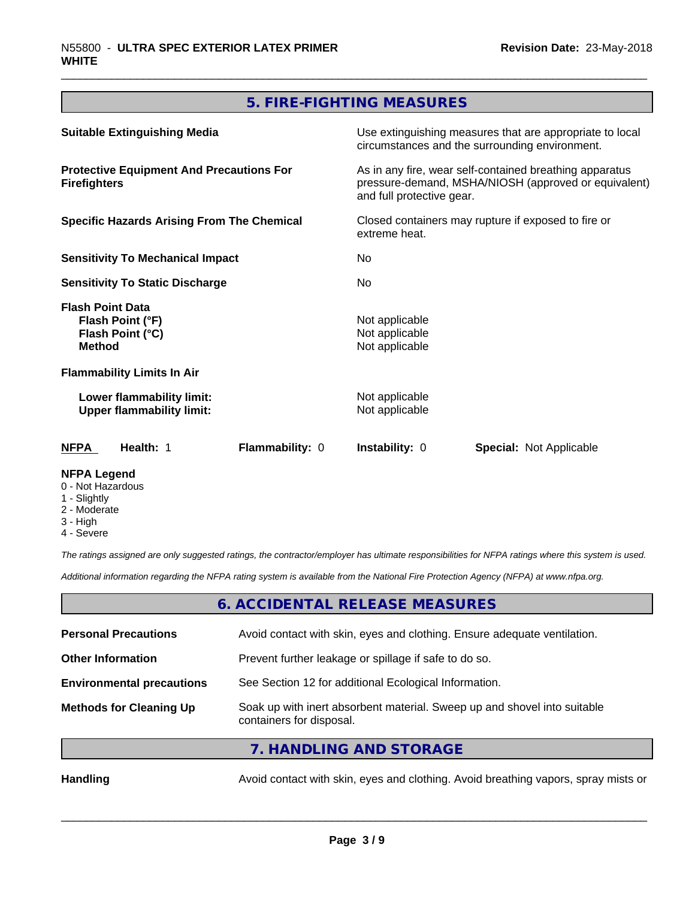## 5. FIRE-FIGHTING MEASURES

| | |
|---|---|
| **Suitable Extinguishing Media** | Use extinguishing measures that are appropriate to local circumstances and the surrounding environment. |
| **Protective Equipment And Precautions For Firefighters** | As in any fire, wear self-contained breathing apparatus pressure-demand, MSHA/NIOSH (approved or equivalent) and full protective gear. |
| **Specific Hazards Arising From The Chemical** | Closed containers may rupture if exposed to fire or extreme heat. |
| **Sensitivity To Mechanical Impact** | No |
| **Sensitivity To Static Discharge** | No |
| **Flash Point Data** | |
| **Flash Point (°F)** | Not applicable |
| **Flash Point (°C)** | Not applicable |
| **Method** | Not applicable |
| **Flammability Limits In Air** | |
| **Lower flammability limit:** | Not applicable |
| **Upper flammability limit:** | Not applicable |

| **NFPA** | **Health:** 1 | **Flammability:** 0 | **Instability:** 0 | **Special:** Not Applicable |
|---|---|---|---|---|

**NFPA Legend**
- 0 - Not Hazardous
- 1 - Slightly
- 2 - Moderate
- 3 - High
- 4 - Severe

*The ratings assigned are only suggested ratings, the contractor/employer has ultimate responsibilities for NFPA ratings where this system is used.*

*Additional information regarding the NFPA rating system is available from the National Fire Protection Agency (NFPA) at www.nfpa.org.*

## 6. ACCIDENTAL RELEASE MEASURES

| | |
|---|---|
| **Personal Precautions** | Avoid contact with skin, eyes and clothing. Ensure adequate ventilation. |
| **Other Information** | Prevent further leakage or spillage if safe to do so. |
| **Environmental precautions** | See Section 12 for additional Ecological Information. |
| **Methods for Cleaning Up** | Soak up with inert absorbent material. Sweep up and shovel into suitable containers for disposal. |

## 7. HANDLING AND STORAGE

| | |
|---|---|
| **Handling** | Avoid contact with skin, eyes and clothing. Avoid breathing vapors, spray mists or |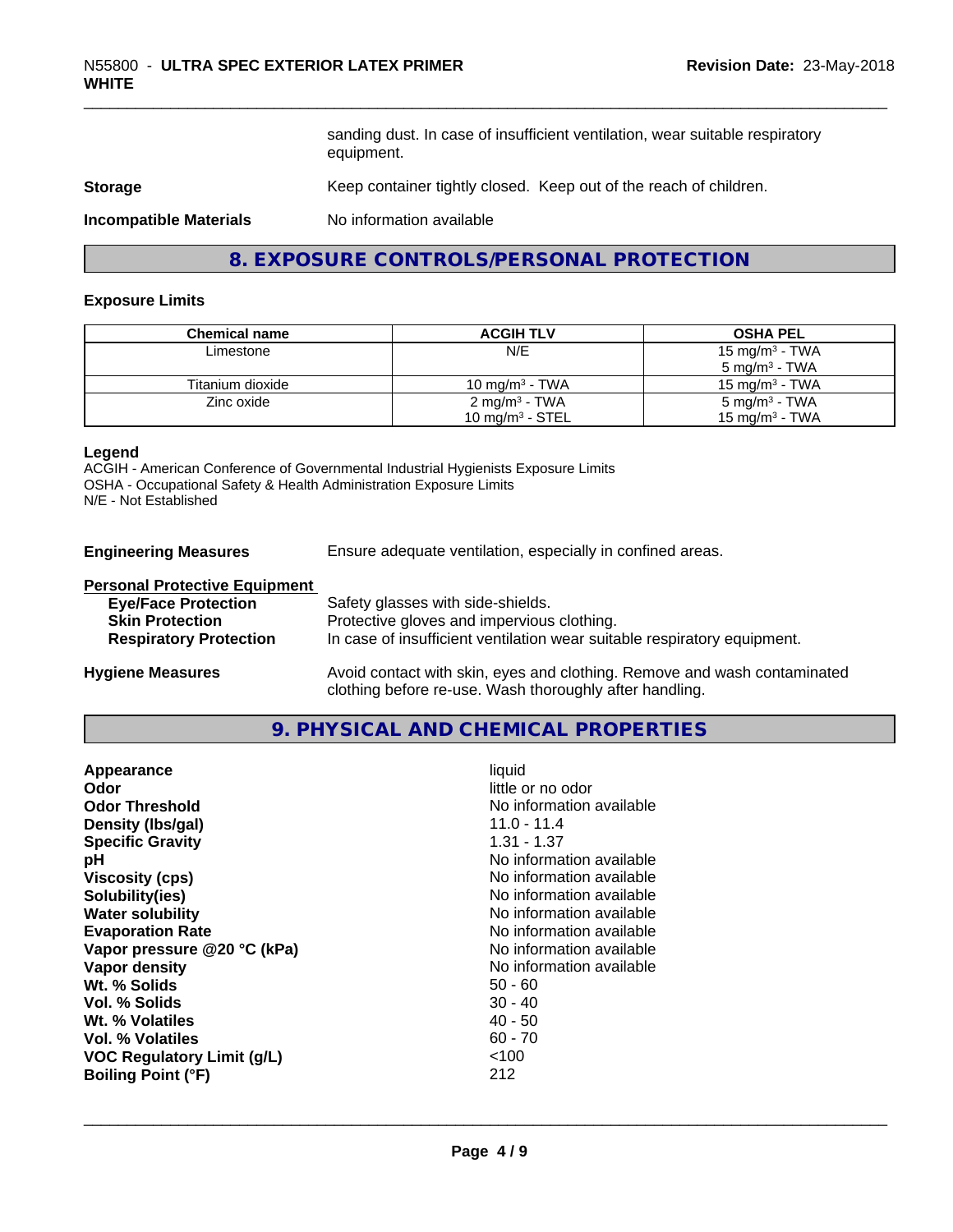sanding dust. In case of insufficient ventilation, wear suitable respiratory equipment.

**Storage** Keep container tightly closed. Keep out of the reach of children.

**Incompatible Materials** No information available

## 8. EXPOSURE CONTROLS/PERSONAL PROTECTION

### Exposure Limits

| Chemical name | ACGIH TLV | OSHA PEL |
|---|---|---|
| Limestone | N/E | 15 mg/m$^3$ - TWA<br>5 mg/m$^3$ - TWA |
| Titanium dioxide | 10 mg/m$^3$ - TWA | 15 mg/m$^3$ - TWA |
| Zinc oxide | 2 mg/m$^3$ - TWA<br>10 mg/m$^3$ - STEL | 5 mg/m$^3$ - TWA<br>15 mg/m$^3$ - TWA |

**Legend**
ACGIH - American Conference of Governmental Industrial Hygienists Exposure Limits
OSHA - Occupational Safety & Health Administration Exposure Limits
N/E - Not Established

**Engineering Measures** Ensure adequate ventilation, especially in confined areas.

**Personal Protective Equipment**

- **Eye/Face Protection** Safety glasses with side-shields.
- **Skin Protection** Protective gloves and impervious clothing.
- **Respiratory Protection** In case of insufficient ventilation wear suitable respiratory equipment.

**Hygiene Measures** Avoid contact with skin, eyes and clothing. Remove and wash contaminated clothing before re-use. Wash thoroughly after handling.

## 9. PHYSICAL AND CHEMICAL PROPERTIES

| | |
|---|---|
| **Appearance** | liquid |
| **Odor** | little or no odor |
| **Odor Threshold** | No information available |
| **Density (lbs/gal)** | 11.0 - 11.4 |
| **Specific Gravity** | 1.31 - 1.37 |
| **pH** | No information available |
| **Viscosity (cps)** | No information available |
| **Solubility(ies)** | No information available |
| **Water solubility** | No information available |
| **Evaporation Rate** | No information available |
| **Vapor pressure @20 °C (kPa)** | No information available |
| **Vapor density** | No information available |
| **Wt. % Solids** | 50 - 60 |
| **Vol. % Solids** | 30 - 40 |
| **Wt. % Volatiles** | 40 - 50 |
| **Vol. % Volatiles** | 60 - 70 |
| **VOC Regulatory Limit (g/L)** | <100 |
| **Boiling Point (°F)** | 212 |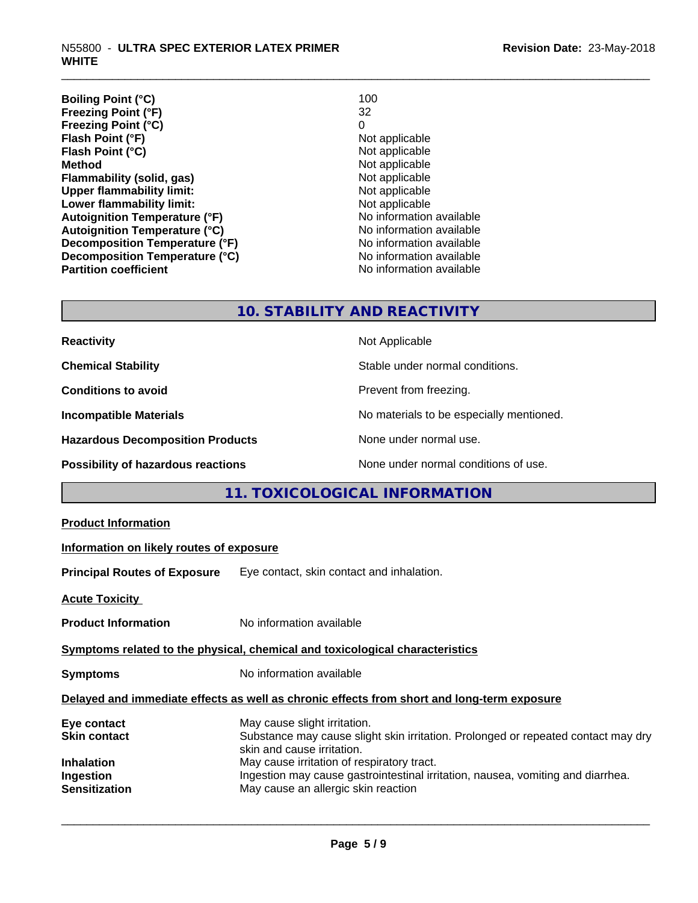| | |
|---|---|
| **Boiling Point (°C)** | 100 |
| **Freezing Point (°F)** | 32 |
| **Freezing Point (°C)** | 0 |
| **Flash Point (°F)** | Not applicable |
| **Flash Point (°C)** | Not applicable |
| **Method** | Not applicable |
| **Flammability (solid, gas)** | Not applicable |
| **Upper flammability limit:** | Not applicable |
| **Lower flammability limit:** | Not applicable |
| **Autoignition Temperature (°F)** | No information available |
| **Autoignition Temperature (°C)** | No information available |
| **Decomposition Temperature (°F)** | No information available |
| **Decomposition Temperature (°C)** | No information available |
| **Partition coefficient** | No information available |

## 10. STABILITY AND REACTIVITY

| | |
|---|---|
| **Reactivity** | Not Applicable |
| **Chemical Stability** | Stable under normal conditions. |
| **Conditions to avoid** | Prevent from freezing. |
| **Incompatible Materials** | No materials to be especially mentioned. |
| **Hazardous Decomposition Products** | None under normal use. |
| **Possibility of hazardous reactions** | None under normal conditions of use. |

## 11. TOXICOLOGICAL INFORMATION

**Product Information**

**Information on likely routes of exposure**

**Principal Routes of Exposure** Eye contact, skin contact and inhalation.

**Acute Toxicity**

**Product Information** No information available

**Symptoms related to the physical, chemical and toxicological characteristics**

**Symptoms** No information available

**Delayed and immediate effects as well as chronic effects from short and long-term exposure**

| | |
|---|---|
| **Eye contact** | May cause slight irritation. |
| **Skin contact** | Substance may cause slight skin irritation. Prolonged or repeated contact may dry skin and cause irritation. |
| **Inhalation** | May cause irritation of respiratory tract. |
| **Ingestion** | Ingestion may cause gastrointestinal irritation, nausea, vomiting and diarrhea. |
| **Sensitization** | May cause an allergic skin reaction |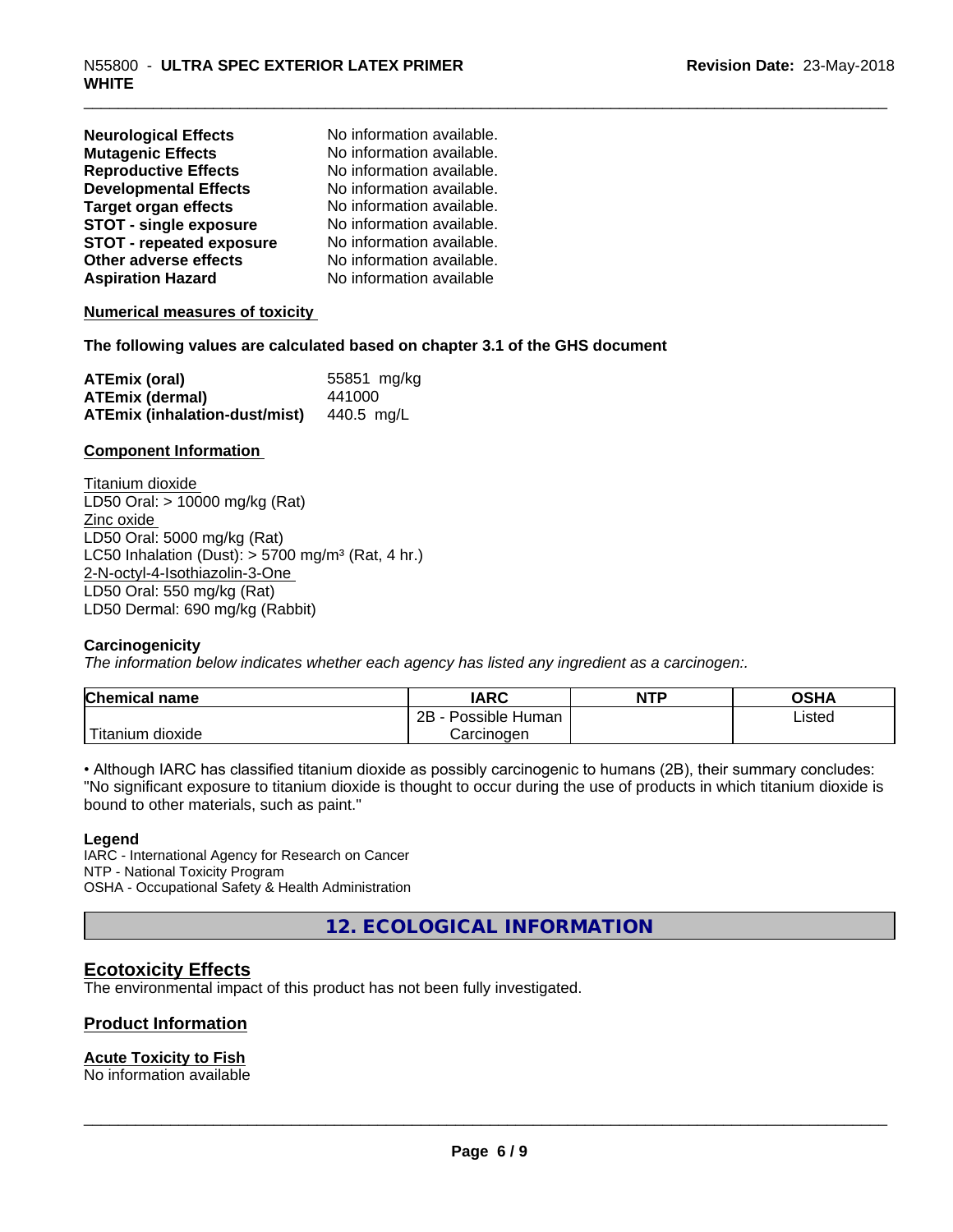| | |
|---|---|
| **Neurological Effects** | No information available. |
| **Mutagenic Effects** | No information available. |
| **Reproductive Effects** | No information available. |
| **Developmental Effects** | No information available. |
| **Target organ effects** | No information available. |
| **STOT - single exposure** | No information available. |
| **STOT - repeated exposure** | No information available. |
| **Other adverse effects** | No information available. |
| **Aspiration Hazard** | No information available |

**Numerical measures of toxicity**

**The following values are calculated based on chapter 3.1 of the GHS document**

| | |
|---|---|
| **ATEmix (oral)** | 55851 mg/kg |
| **ATEmix (dermal)** | 441000 |
| **ATEmix (inhalation-dust/mist)** | 440.5 mg/L |

**Component Information**

Titanium dioxide
LD50 Oral: > 10000 mg/kg (Rat)
Zinc oxide
LD50 Oral: 5000 mg/kg (Rat)
LC50 Inhalation (Dust): > 5700 mg/m³ (Rat, 4 hr.)
2-N-octyl-4-Isothiazolin-3-One
LD50 Oral: 550 mg/kg (Rat)
LD50 Dermal: 690 mg/kg (Rabbit)

**Carcinogenicity**

*The information below indicates whether each agency has listed any ingredient as a carcinogen:.*

| Chemical name | IARC | NTP | OSHA |
|---|---|---|---|
| Titanium dioxide | 2B - Possible Human Carcinogen | | Listed |

• Although IARC has classified titanium dioxide as possibly carcinogenic to humans (2B), their summary concludes: "No significant exposure to titanium dioxide is thought to occur during the use of products in which titanium dioxide is bound to other materials, such as paint."

**Legend**

IARC - International Agency for Research on Cancer
NTP - National Toxicity Program
OSHA - Occupational Safety & Health Administration

## 12. ECOLOGICAL INFORMATION

### Ecotoxicity Effects

The environmental impact of this product has not been fully investigated.

### Product Information

**Acute Toxicity to Fish**

No information available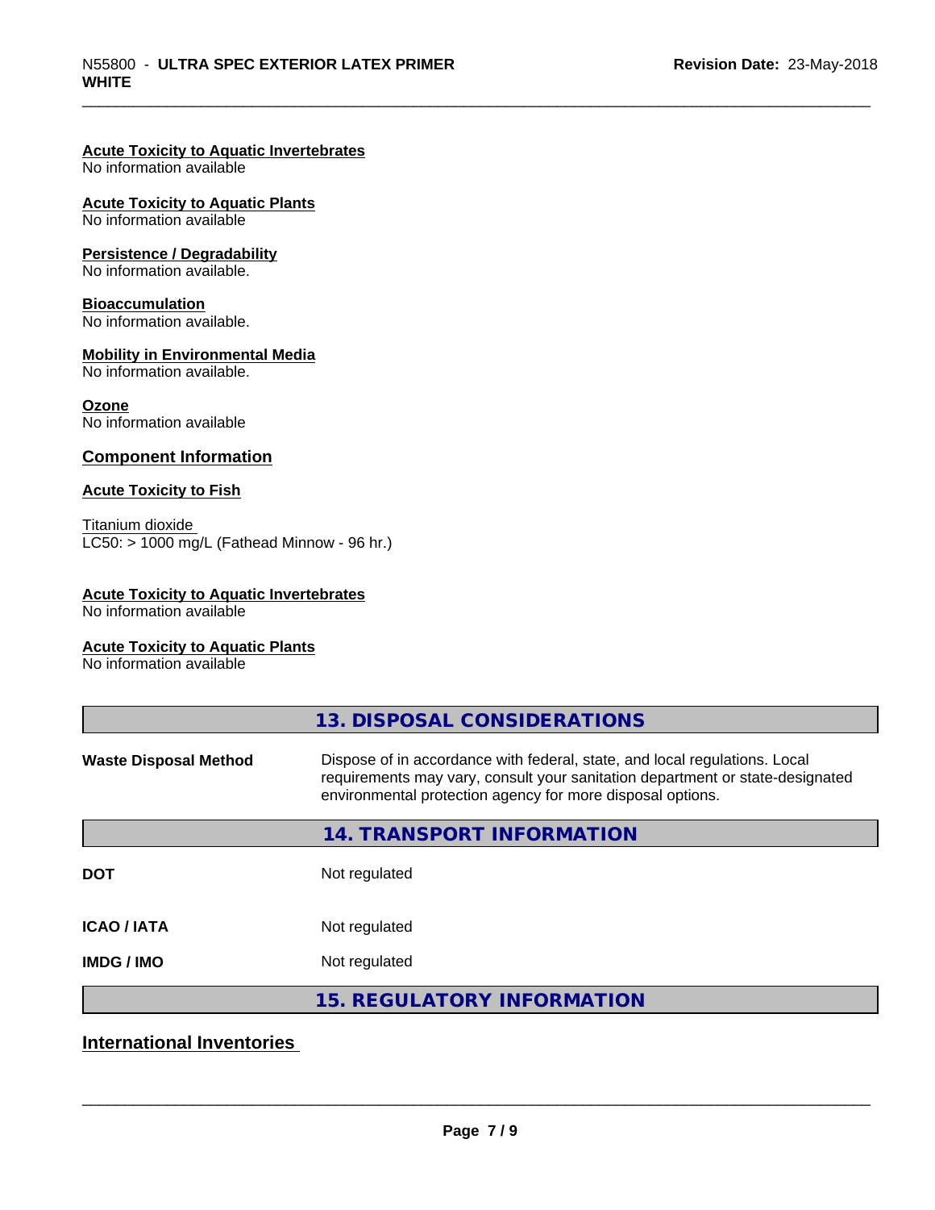#### Acute Toxicity to Aquatic Invertebrates
No information available

#### Acute Toxicity to Aquatic Plants
No information available

#### Persistence / Degradability
No information available.

#### Bioaccumulation
No information available.

#### Mobility in Environmental Media
No information available.

#### Ozone
No information available

### Component Information

#### Acute Toxicity to Fish

Titanium dioxide
LC50: > 1000 mg/L (Fathead Minnow - 96 hr.)

#### Acute Toxicity to Aquatic Invertebrates
No information available

#### Acute Toxicity to Aquatic Plants
No information available

## 13. DISPOSAL CONSIDERATIONS

| | |
|---|---|
| **Waste Disposal Method** | Dispose of in accordance with federal, state, and local regulations. Local requirements may vary, consult your sanitation department or state-designated environmental protection agency for more disposal options. |

## 14. TRANSPORT INFORMATION

| | |
|---|---|
| **DOT** | Not regulated |
| **ICAO / IATA** | Not regulated |
| **IMDG / IMO** | Not regulated |

## 15. REGULATORY INFORMATION

### International Inventories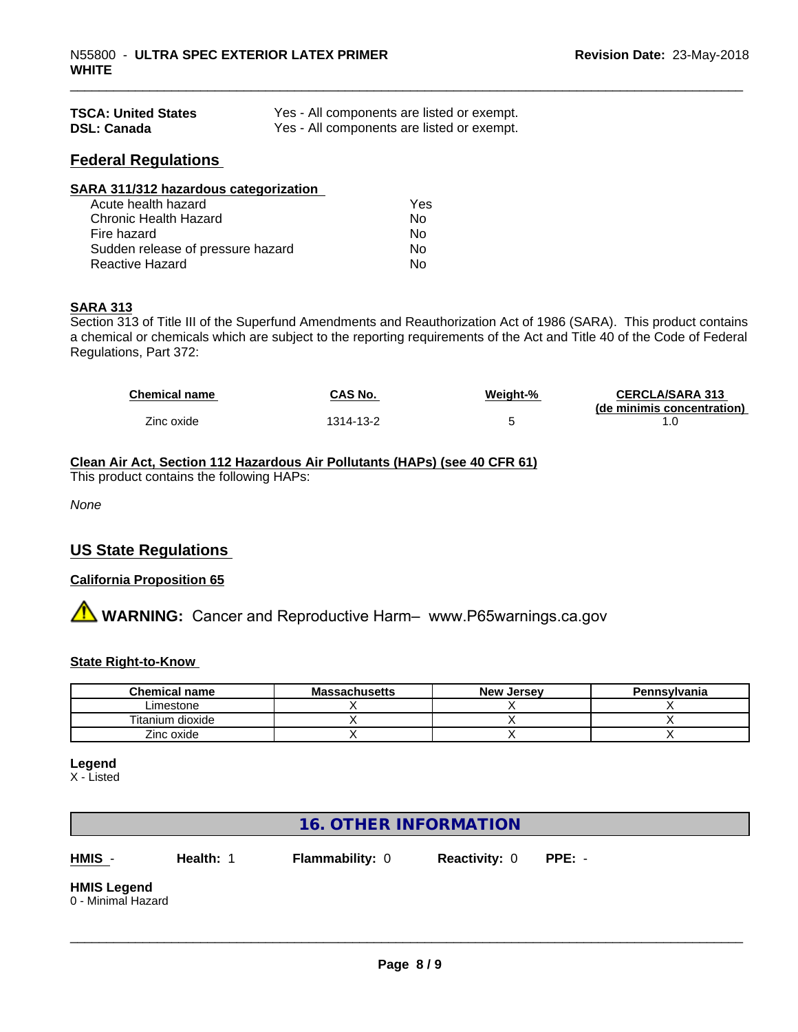| | |
|---|---|
| **TSCA: United States** | Yes - All components are listed or exempt. |
| **DSL: Canada** | Yes - All components are listed or exempt. |

## Federal Regulations

**SARA 311/312 hazardous categorization**

| | |
|---|---|
| Acute health hazard | Yes |
| Chronic Health Hazard | No |
| Fire hazard | No |
| Sudden release of pressure hazard | No |
| Reactive Hazard | No |

**SARA 313**

Section 313 of Title III of the Superfund Amendments and Reauthorization Act of 1986 (SARA). This product contains a chemical or chemicals which are subject to the reporting requirements of the Act and Title 40 of the Code of Federal Regulations, Part 372:

| Chemical name | CAS No. | Weight-% | CERCLA/SARA 313 (de minimis concentration) |
|---|---|---|---|
| Zinc oxide | 1314-13-2 | 5 | 1.0 |

**Clean Air Act, Section 112 Hazardous Air Pollutants (HAPs) (see 40 CFR 61)**

This product contains the following HAPs:

*None*

## US State Regulations

**California Proposition 65**

⚠ **WARNING:** Cancer and Reproductive Harm– www.P65warnings.ca.gov

**State Right-to-Know**

| Chemical name | Massachusetts | New Jersey | Pennsylvania |
|---|---|---|---|
| Limestone | X | X | X |
| Titanium dioxide | X | X | X |
| Zinc oxide | X | X | X |

**Legend**

X - Listed

## 16. OTHER INFORMATION

| **HMIS** - | **Health:** 1 | **Flammability:** 0 | **Reactivity:** 0 | **PPE:** - |
|---|---|---|---|---|

**HMIS Legend**

0 - Minimal Hazard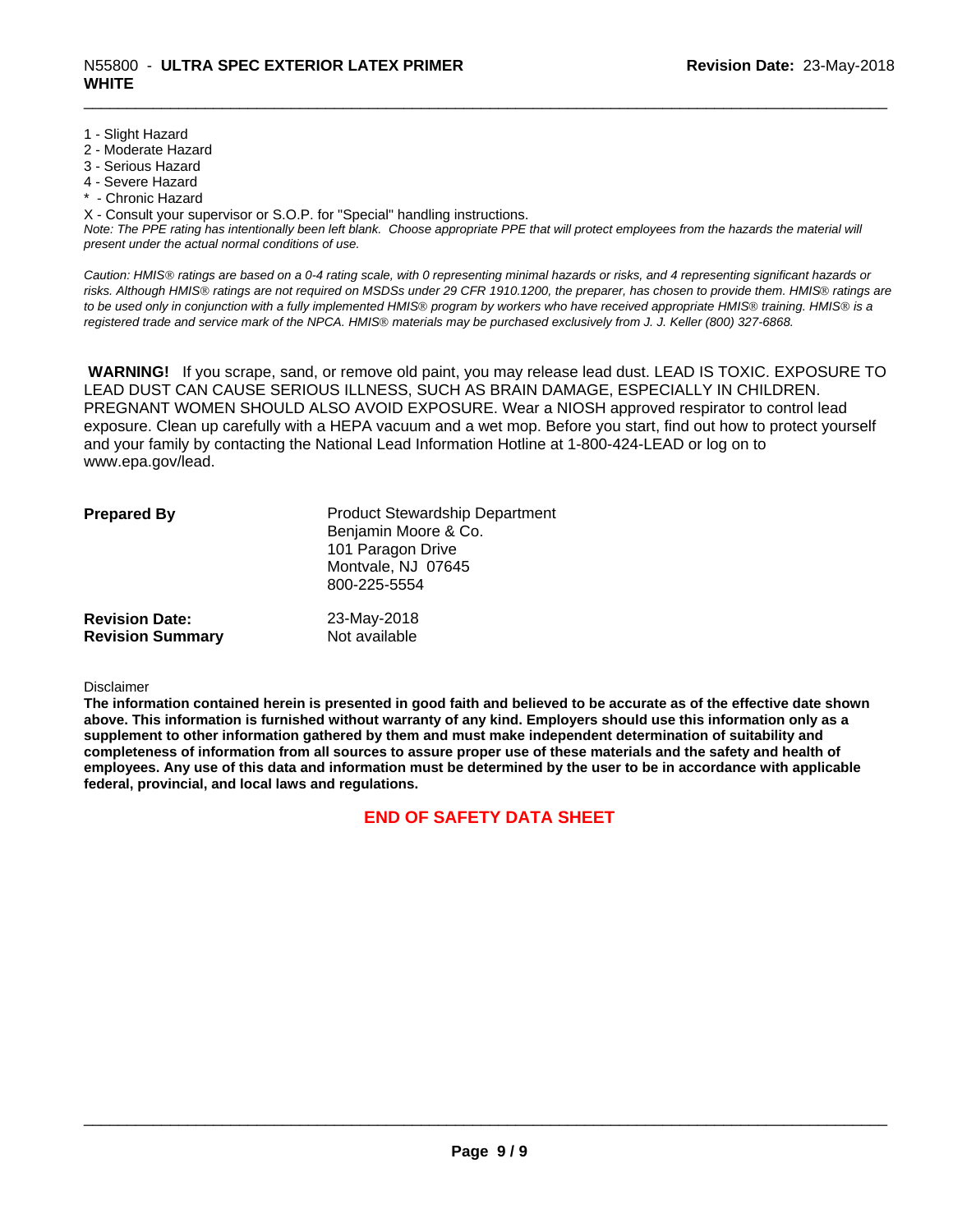1 - Slight Hazard
2 - Moderate Hazard
3 - Serious Hazard
4 - Severe Hazard
* - Chronic Hazard

X - Consult your supervisor or S.O.P. for "Special" handling instructions.

*Note: The PPE rating has intentionally been left blank. Choose appropriate PPE that will protect employees from the hazards the material will present under the actual normal conditions of use.*

*Caution: HMIS® ratings are based on a 0-4 rating scale, with 0 representing minimal hazards or risks, and 4 representing significant hazards or risks. Although HMIS® ratings are not required on MSDSs under 29 CFR 1910.1200, the preparer, has chosen to provide them. HMIS® ratings are to be used only in conjunction with a fully implemented HMIS® program by workers who have received appropriate HMIS® training. HMIS® is a registered trade and service mark of the NPCA. HMIS® materials may be purchased exclusively from J. J. Keller (800) 327-6868.*

**WARNING!** If you scrape, sand, or remove old paint, you may release lead dust. LEAD IS TOXIC. EXPOSURE TO LEAD DUST CAN CAUSE SERIOUS ILLNESS, SUCH AS BRAIN DAMAGE, ESPECIALLY IN CHILDREN. PREGNANT WOMEN SHOULD ALSO AVOID EXPOSURE. Wear a NIOSH approved respirator to control lead exposure. Clean up carefully with a HEPA vacuum and a wet mop. Before you start, find out how to protect yourself and your family by contacting the National Lead Information Hotline at 1-800-424-LEAD or log on to www.epa.gov/lead.

| | |
|---|---|
| **Prepared By** | Product Stewardship Department<br>Benjamin Moore & Co.<br>101 Paragon Drive<br>Montvale, NJ 07645<br>800-225-5554 |
| **Revision Date:** | 23-May-2018 |
| **Revision Summary** | Not available |

Disclaimer

**The information contained herein is presented in good faith and believed to be accurate as of the effective date shown above. This information is furnished without warranty of any kind. Employers should use this information only as a supplement to other information gathered by them and must make independent determination of suitability and completeness of information from all sources to assure proper use of these materials and the safety and health of employees. Any use of this data and information must be determined by the user to be in accordance with applicable federal, provincial, and local laws and regulations.**

**END OF SAFETY DATA SHEET**